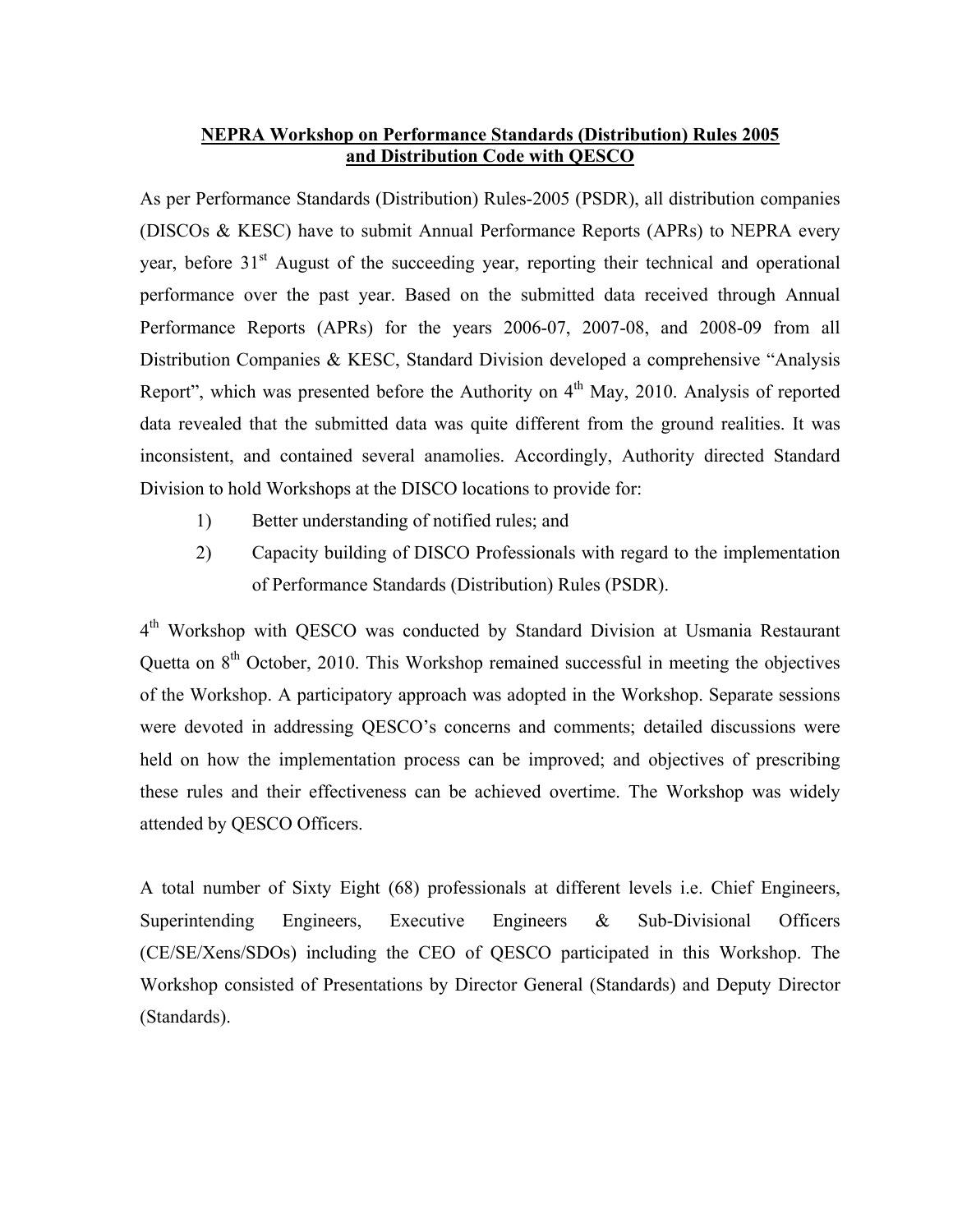**NEPRA Workshop on Performance Standards (Distribution) Rules 2005 and Distribution Code with QESCO**

As per Performance Standards (Distribution) Rules-2005 (PSDR), all distribution companies (DISCOs & KESC) have to submit Annual Performance Reports (APRs) to NEPRA every year, before 31st August of the succeeding year, reporting their technical and operational performance over the past year. Based on the submitted data received through Annual Performance Reports (APRs) for the years 2006-07, 2007-08, and 2008-09 from all Distribution Companies & KESC, Standard Division developed a comprehensive "Analysis Report", which was presented before the Authority on 4th May, 2010. Analysis of reported data revealed that the submitted data was quite different from the ground realities. It was inconsistent, and contained several anamolies. Accordingly, Authority directed Standard Division to hold Workshops at the DISCO locations to provide for:

1) Better understanding of notified rules; and
2) Capacity building of DISCO Professionals with regard to the implementation of Performance Standards (Distribution) Rules (PSDR).

4th Workshop with QESCO was conducted by Standard Division at Usmania Restaurant Quetta on 8th October, 2010. This Workshop remained successful in meeting the objectives of the Workshop. A participatory approach was adopted in the Workshop. Separate sessions were devoted in addressing QESCO's concerns and comments; detailed discussions were held on how the implementation process can be improved; and objectives of prescribing these rules and their effectiveness can be achieved overtime. The Workshop was widely attended by QESCO Officers.

A total number of Sixty Eight (68) professionals at different levels i.e. Chief Engineers, Superintending Engineers, Executive Engineers & Sub-Divisional Officers (CE/SE/Xens/SDOs) including the CEO of QESCO participated in this Workshop. The Workshop consisted of Presentations by Director General (Standards) and Deputy Director (Standards).